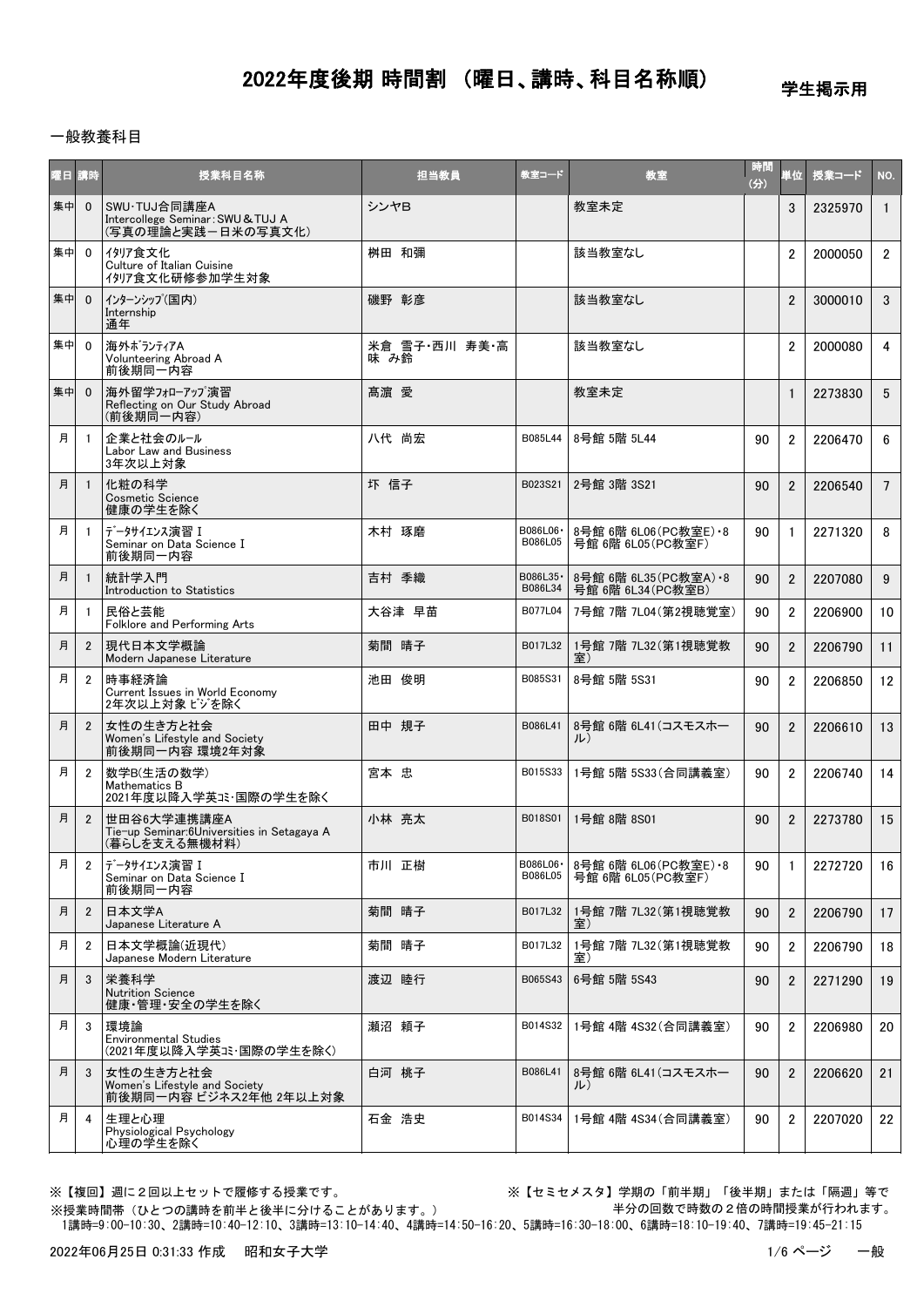# 2022年度後期 時間割 （曜日、講時、科目名称順）

学生掲示用

一般教養科目

| 曜日 | 講時 | 授業科目名称 | 担当教員 | 教室コード | 教室 | 時間(分) | 単位 | 授業コード | NO. |
|---|---|---|---|---|---|---|---|---|---|
| 集中 | 0 | SWU･TUJ合同講座A<br>Intercollege Seminar：SWU＆TUJ A<br>（写真の理論と実践－日米の写真文化） | シンヤB | | 教室未定 | | 3 | 2325970 | 1 |
| 集中 | 0 | ｲﾀﾘｱ食文化<br>Culture of Italian Cuisine<br>ｲﾀﾘｱ食文化研修参加学生対象 | 桝田 和彌 | | 該当教室なし | | 2 | 2000050 | 2 |
| 集中 | 0 | ｲﾝﾀｰﾝｼｯﾌﾟ(国内)<br>Internship<br>通年 | 磯野 彰彦 | | 該当教室なし | | 2 | 3000010 | 3 |
| 集中 | 0 | 海外ﾎﾞﾗﾝﾃｨｱA<br>Volunteering Abroad A<br>前後期同一内容 | 米倉 雪子･西川 寿美･高味 み鈴 | | 該当教室なし | | 2 | 2000080 | 4 |
| 集中 | 0 | 海外留学ﾌｫﾛｰｱｯﾌﾟ演習<br>Reflecting on Our Study Abroad<br>（前後期同一内容） | 髙濵 愛 | | 教室未定 | | 1 | 2273830 | 5 |
| 月 | 1 | 企業と社会のﾙｰﾙ<br>Labor Law and Business<br>3年次以上対象 | 八代 尚宏 | B085L44 | 8号館 5階 5L44 | 90 | 2 | 2206470 | 6 |
| 月 | 1 | 化粧の科学<br>Cosmetic Science<br>健康の学生を除く | 坏 信子 | B023S21 | 2号館 3階 3S21 | 90 | 2 | 2206540 | 7 |
| 月 | 1 | ﾃﾞｰﾀｻｲｴﾝｽ演習Ⅰ<br>Seminar on Data Science Ⅰ<br>前後期同一内容 | 木村 琢磨 | B086L06･B086L05 | 8号館 6階 6L06(PC教室E)･8号館 6階 6L05(PC教室F) | 90 | 1 | 2271320 | 8 |
| 月 | 1 | 統計学入門<br>Introduction to Statistics | 吉村 季織 | B086L35･B086L34 | 8号館 6階 6L35(PC教室A)･8号館 6階 6L34(PC教室B) | 90 | 2 | 2207080 | 9 |
| 月 | 1 | 民俗と芸能<br>Folklore and Performing Arts | 大谷津 早苗 | B077L04 | 7号館 7階 7L04(第2視聴覚室) | 90 | 2 | 2206900 | 10 |
| 月 | 2 | 現代日本文学概論<br>Modern Japanese Literature | 菊間 晴子 | B017L32 | 1号館 7階 7L32(第1視聴覚教室) | 90 | 2 | 2206790 | 11 |
| 月 | 2 | 時事経済論<br>Current Issues in World Economy<br>2年次以上対象 ﾋﾞｼﾞを除く | 池田 俊明 | B085S31 | 8号館 5階 5S31 | 90 | 2 | 2206850 | 12 |
| 月 | 2 | 女性の生き方と社会<br>Women's Lifestyle and Society<br>前後期同一内容 環境2年対象 | 田中 規子 | B086L41 | 8号館 6階 6L41(コスモスホール) | 90 | 2 | 2206610 | 13 |
| 月 | 2 | 数学B(生活の数学)<br>Mathematics B<br>2021年度以降入学英ｺﾐ･国際の学生を除く | 宮本 忠 | B015S33 | 1号館 5階 5S33(合同講義室) | 90 | 2 | 2206740 | 14 |
| 月 | 2 | 世田谷6大学連携講座A<br>Tie-up Seminar:6Universities in Setagaya A<br>（暮らしを支える無機材料） | 小林 亮太 | B018S01 | 1号館 8階 8S01 | 90 | 2 | 2273780 | 15 |
| 月 | 2 | ﾃﾞｰﾀｻｲｴﾝｽ演習Ⅰ<br>Seminar on Data Science Ⅰ<br>前後期同一内容 | 市川 正樹 | B086L06･B086L05 | 8号館 6階 6L06(PC教室E)･8号館 6階 6L05(PC教室F) | 90 | 1 | 2272720 | 16 |
| 月 | 2 | 日本文学A<br>Japanese Literature A | 菊間 晴子 | B017L32 | 1号館 7階 7L32(第1視聴覚教室) | 90 | 2 | 2206790 | 17 |
| 月 | 2 | 日本文学概論(近現代)<br>Japanese Modern Literature | 菊間 晴子 | B017L32 | 1号館 7階 7L32(第1視聴覚教室) | 90 | 2 | 2206790 | 18 |
| 月 | 3 | 栄養科学<br>Nutrition Science<br>健康･管理･安全の学生を除く | 渡辺 睦行 | B065S43 | 6号館 5階 5S43 | 90 | 2 | 2271290 | 19 |
| 月 | 3 | 環境論<br>Environmental Studies<br>（2021年度以降入学英ｺﾐ･国際の学生を除く） | 瀬沼 頼子 | B014S32 | 1号館 4階 4S32(合同講義室) | 90 | 2 | 2206980 | 20 |
| 月 | 3 | 女性の生き方と社会<br>Women's Lifestyle and Society<br>前後期同一内容 ビジネス2年他 2年以上対象 | 白河 桃子 | B086L41 | 8号館 6階 6L41(コスモスホール) | 90 | 2 | 2206620 | 21 |
| 月 | 4 | 生理と心理<br>Physiological Psychology<br>心理の学生を除く | 石金 浩史 | B014S34 | 1号館 4階 4S34(合同講義室) | 90 | 2 | 2207020 | 22 |

※【複回】週に２回以上セットで履修する授業です。
※授業時間帯（ひとつの講時を前半と後半に分けることがあります。）
1講時=9:00-10:30、2講時=10:40-12:10、3講時=13:10-14:40、4講時=14:50-16:20、5講時=16:30-18:00、6講時=18:10-19:40、7講時=19:45-21:15

※【セミセメスタ】学期の「前半期」「後半期」または「隔週」等で半分の回数で時数の２倍の時間授業が行われます。

2022年06月25日 0:31:33 作成　昭和女子大学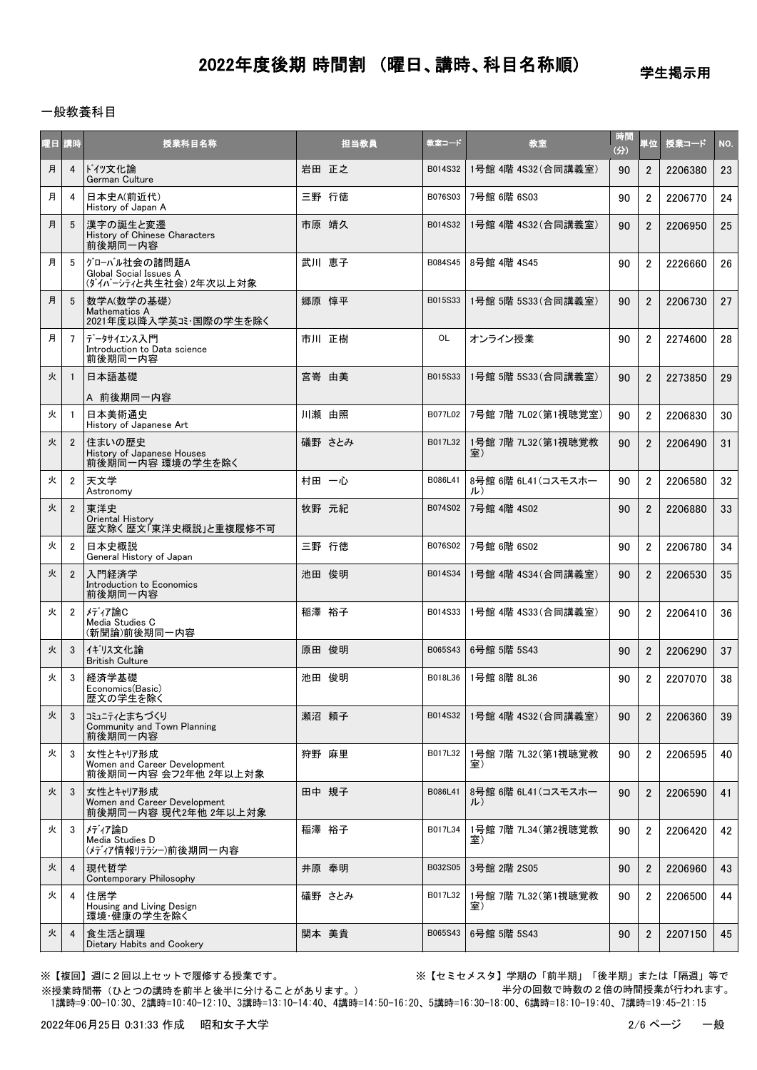# 2022年度後期 時間割 （曜日、講時、科目名称順）

学生掲示用

一般教養科目

| 曜日 | 講時 | 授業科目名称 | 担当教員 | 教室コード | 教室 | 時間(分) | 単位 | 授業コード | NO. |
|---|---|---|---|---|---|---|---|---|---|
| 月 | 4 | ﾄﾞｲﾂ文化論<br>German Culture | 岩田 正之 | B014S32 | 1号館 4階 4S32(合同講義室) | 90 | 2 | 2206380 | 23 |
| 月 | 4 | 日本史A(前近代)<br>History of Japan A | 三野 行徳 | B076S03 | 7号館 6階 6S03 | 90 | 2 | 2206770 | 24 |
| 月 | 5 | 漢字の誕生と変遷<br>History of Chinese Characters<br>前後期同一内容 | 市原 靖久 | B014S32 | 1号館 4階 4S32(合同講義室) | 90 | 2 | 2206950 | 25 |
| 月 | 5 | ｸﾞﾛｰﾊﾞﾙ社会の諸問題A<br>Global Social Issues A<br>(ﾀﾞｲﾊﾞｰｼﾃｨと共生社会) 2年次以上対象 | 武川 恵子 | B084S45 | 8号館 4階 4S45 | 90 | 2 | 2226660 | 26 |
| 月 | 5 | 数学A(数学の基礎)<br>Mathematics A<br>2021年度以降入学英ｺﾐ･国際の学生を除く | 郷原 惇平 | B015S33 | 1号館 5階 5S33(合同講義室) | 90 | 2 | 2206730 | 27 |
| 月 | 7 | ﾃﾞｰﾀｻｲｴﾝｽ入門<br>Introduction to Data science<br>前後期同一内容 | 市川 正樹 | OL | オンライン授業 | 90 | 2 | 2274600 | 28 |
| 火 | 1 | 日本語基礎<br>A 前後期同一内容 | 宮嵜 由美 | B015S33 | 1号館 5階 5S33(合同講義室) | 90 | 2 | 2273850 | 29 |
| 火 | 1 | 日本美術通史<br>History of Japanese Art | 川瀬 由照 | B077L02 | 7号館 7階 7L02(第1視聴覚室) | 90 | 2 | 2206830 | 30 |
| 火 | 2 | 住まいの歴史<br>History of Japanese Houses<br>前後期同一内容 環境の学生を除く | 礒野 さとみ | B017L32 | 1号館 7階 7L32(第1視聴覚教室) | 90 | 2 | 2206490 | 31 |
| 火 | 2 | 天文学<br>Astronomy | 村田 一心 | B086L41 | 8号館 6階 6L41(コスモスホール) | 90 | 2 | 2206580 | 32 |
| 火 | 2 | 東洋史<br>Oriental History<br>歴文除く 歴文｢東洋史概説｣と重複履修不可 | 牧野 元紀 | B074S02 | 7号館 4階 4S02 | 90 | 2 | 2206880 | 33 |
| 火 | 2 | 日本史概説<br>General History of Japan | 三野 行徳 | B076S02 | 7号館 6階 6S02 | 90 | 2 | 2206780 | 34 |
| 火 | 2 | 入門経済学<br>Introduction to Economics<br>前後期同一内容 | 池田 俊明 | B014S34 | 1号館 4階 4S34(合同講義室) | 90 | 2 | 2206530 | 35 |
| 火 | 2 | ﾒﾃﾞｨｱ論C<br>Media Studies C<br>(新聞論)前後期同一内容 | 稲澤 裕子 | B014S33 | 1号館 4階 4S33(合同講義室) | 90 | 2 | 2206410 | 36 |
| 火 | 3 | ｲｷﾞﾘｽ文化論<br>British Culture | 原田 俊明 | B065S43 | 6号館 5階 5S43 | 90 | 2 | 2206290 | 37 |
| 火 | 3 | 経済学基礎<br>Economics(Basic)<br>歴文の学生を除く | 池田 俊明 | B018L36 | 1号館 8階 8L36 | 90 | 2 | 2207070 | 38 |
| 火 | 3 | ｺﾐｭﾆﾃｨとまちづくり<br>Community and Town Planning<br>前後期同一内容 | 瀬沼 頼子 | B014S32 | 1号館 4階 4S32(合同講義室) | 90 | 2 | 2206360 | 39 |
| 火 | 3 | 女性とｷｬﾘｱ形成<br>Women and Career Development<br>前後期同一内容 会フ2年他 2年以上対象 | 狩野 麻里 | B017L32 | 1号館 7階 7L32(第1視聴覚教室) | 90 | 2 | 2206595 | 40 |
| 火 | 3 | 女性とｷｬﾘｱ形成<br>Women and Career Development<br>前後期同一内容 現代2年他 2年以上対象 | 田中 規子 | B086L41 | 8号館 6階 6L41(コスモスホール) | 90 | 2 | 2206590 | 41 |
| 火 | 3 | ﾒﾃﾞｨｱ論D<br>Media Studies D<br>(ﾒﾃﾞｨｱ情報ﾘﾃﾗｼｰ)前後期同一内容 | 稲澤 裕子 | B017L34 | 1号館 7階 7L34(第2視聴覚教室) | 90 | 2 | 2206420 | 42 |
| 火 | 4 | 現代哲学<br>Contemporary Philosophy | 井原 奉明 | B032S05 | 3号館 2階 2S05 | 90 | 2 | 2206960 | 43 |
| 火 | 4 | 住居学<br>Housing and Living Design<br>環境･健康の学生を除く | 礒野 さとみ | B017L32 | 1号館 7階 7L32(第1視聴覚教室) | 90 | 2 | 2206500 | 44 |
| 火 | 4 | 食生活と調理<br>Dietary Habits and Cookery | 関本 美貴 | B065S43 | 6号館 5階 5S43 | 90 | 2 | 2207150 | 45 |

※【複回】週に２回以上セットで履修する授業です。

※【セミセメスタ】学期の「前半期」「後半期」または「隔週」等で半分の回数で時数の２倍の時間授業が行われます。

※授業時間帯（ひとつの講時を前半と後半に分けることがあります。）

1講時=9:00-10:30、2講時=10:40-12:10、3講時=13:10-14:40、4講時=14:50-16:20、5講時=16:30-18:00、6講時=18:10-19:40、7講時=19:45-21:15

2022年06月25日 0:31:33 作成　昭和女子大学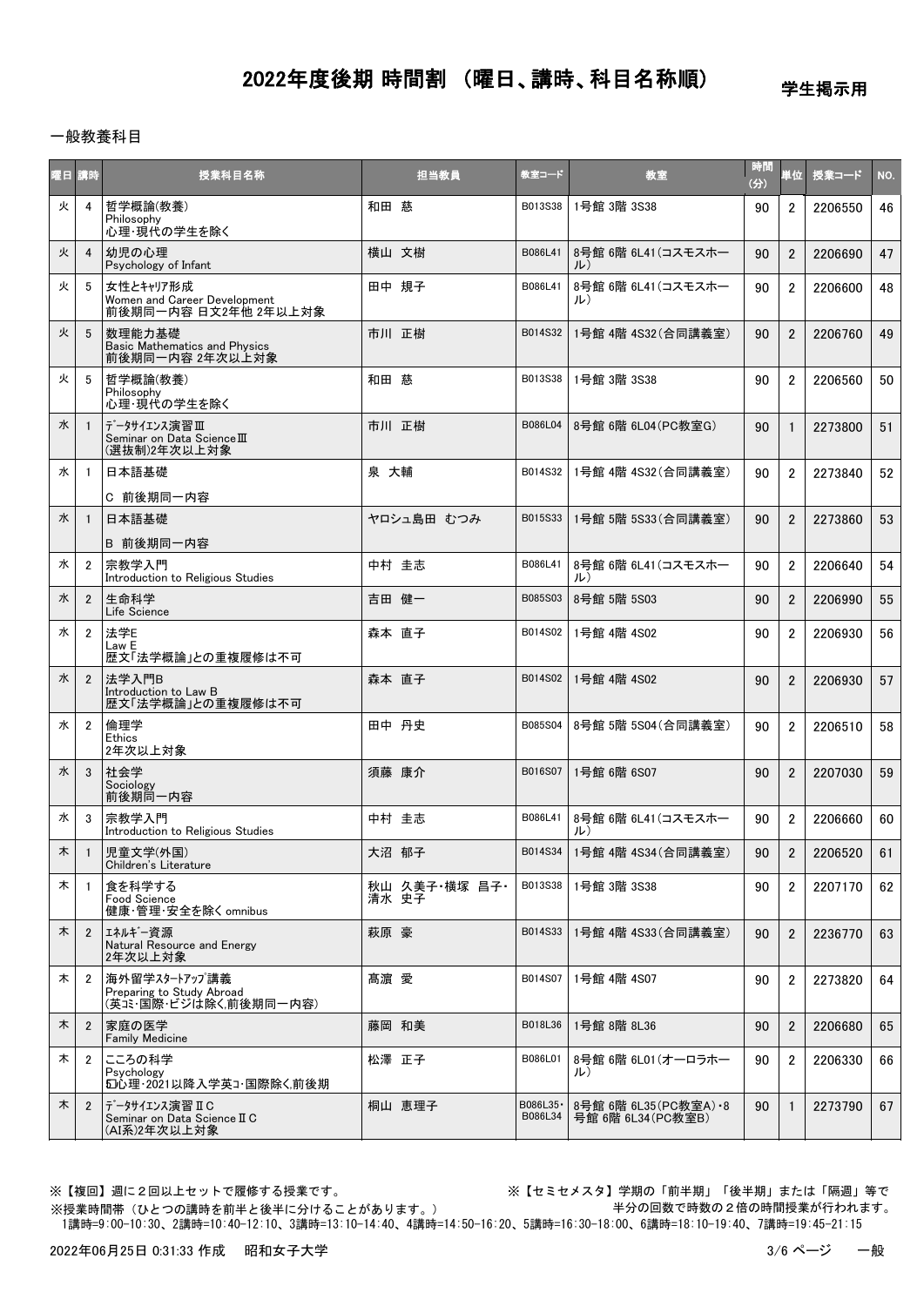# 2022年度後期 時間割 （曜日、講時、科目名称順）

学生掲示用

一般教養科目

| 曜日 | 講時 | 授業科目名称 | 担当教員 | 教室コード | 教室 | 時間(分) | 単位 | 授業コード | NO. |
|---|---|---|---|---|---|---|---|---|---|
| 火 | 4 | 哲学概論(教養)<br>Philosophy<br>心理・現代の学生を除く | 和田 慈 | B013S38 | 1号館 3階 3S38 | 90 | 2 | 2206550 | 46 |
| 火 | 4 | 幼児の心理<br>Psychology of Infant | 横山 文樹 | B086L41 | 8号館 6階 6L41(コスモスホール) | 90 | 2 | 2206690 | 47 |
| 火 | 5 | 女性とｷｬﾘｱ形成<br>Women and Career Development<br>前後期同一内容 日文2年他 2年以上対象 | 田中 規子 | B086L41 | 8号館 6階 6L41(コスモスホール) | 90 | 2 | 2206600 | 48 |
| 火 | 5 | 数理能力基礎<br>Basic Mathematics and Physics<br>前後期同一内容 2年次以上対象 | 市川 正樹 | B014S32 | 1号館 4階 4S32(合同講義室) | 90 | 2 | 2206760 | 49 |
| 火 | 5 | 哲学概論(教養)<br>Philosophy<br>心理・現代の学生を除く | 和田 慈 | B013S38 | 1号館 3階 3S38 | 90 | 2 | 2206560 | 50 |
| 水 | 1 | ﾃﾞｰﾀｻｲｴﾝｽ演習Ⅲ<br>Seminar on Data ScienceⅢ<br>(選抜制)2年次以上対象 | 市川 正樹 | B086L04 | 8号館 6階 6L04(PC教室G) | 90 | 1 | 2273800 | 51 |
| 水 | 1 | 日本語基礎<br>C 前後期同一内容 | 泉 大輔 | B014S32 | 1号館 4階 4S32(合同講義室) | 90 | 2 | 2273840 | 52 |
| 水 | 1 | 日本語基礎<br>B 前後期同一内容 | ヤロシュ島田 むつみ | B015S33 | 1号館 5階 5S33(合同講義室) | 90 | 2 | 2273860 | 53 |
| 水 | 2 | 宗教学入門<br>Introduction to Religious Studies | 中村 圭志 | B086L41 | 8号館 6階 6L41(コスモスホール) | 90 | 2 | 2206640 | 54 |
| 水 | 2 | 生命科学<br>Life Science | 吉田 健一 | B085S03 | 8号館 5階 5S03 | 90 | 2 | 2206990 | 55 |
| 水 | 2 | 法学E<br>Law E<br>歴文「法学概論」との重複履修は不可 | 森本 直子 | B014S02 | 1号館 4階 4S02 | 90 | 2 | 2206930 | 56 |
| 水 | 2 | 法学入門B<br>Introduction to Law B<br>歴文「法学概論」との重複履修は不可 | 森本 直子 | B014S02 | 1号館 4階 4S02 | 90 | 2 | 2206930 | 57 |
| 水 | 2 | 倫理学<br>Ethics<br>2年次以上対象 | 田中 丹史 | B085S04 | 8号館 5階 5S04(合同講義室) | 90 | 2 | 2206510 | 58 |
| 水 | 3 | 社会学<br>Sociology<br>前後期同一内容 | 須藤 康介 | B016S07 | 1号館 6階 6S07 | 90 | 2 | 2207030 | 59 |
| 水 | 3 | 宗教学入門<br>Introduction to Religious Studies | 中村 圭志 | B086L41 | 8号館 6階 6L41(コスモスホール) | 90 | 2 | 2206660 | 60 |
| 木 | 1 | 児童文学(外国)<br>Children's Literature | 大沼 郁子 | B014S34 | 1号館 4階 4S34(合同講義室) | 90 | 2 | 2206520 | 61 |
| 木 | 1 | 食を科学する<br>Food Science<br>健康・管理・安全を除く omnibus | 秋山 久美子・横塚 昌子・清水 史子 | B013S38 | 1号館 3階 3S38 | 90 | 2 | 2207170 | 62 |
| 木 | 2 | ｴﾈﾙｷﾞｰ資源<br>Natural Resource and Energy<br>2年次以上対象 | 萩原 豪 | B014S33 | 1号館 4階 4S33(合同講義室) | 90 | 2 | 2236770 | 63 |
| 木 | 2 | 海外留学ｽﾀｰﾄｱｯﾌﾟ講義<br>Preparing to Study Abroad<br>(英ｺﾐ・国際・ビジは除く,前後期同一内容) | 髙濵 愛 | B014S07 | 1号館 4階 4S07 | 90 | 2 | 2273820 | 64 |
| 木 | 2 | 家庭の医学<br>Family Medicine | 藤岡 和美 | B018L36 | 1号館 8階 8L36 | 90 | 2 | 2206680 | 65 |
| 木 | 2 | こころの科学<br>Psychology<br>ﾋﾞｼﾞ心理・2021以降入学英ｺﾐ・国際除く,前後期 | 松澤 正子 | B086L01 | 8号館 6階 6L01(オーロラホール) | 90 | 2 | 2206330 | 66 |
| 木 | 2 | ﾃﾞｰﾀｻｲｴﾝｽ演習ⅡC<br>Seminar on Data ScienceⅡC<br>(AI系)2年次以上対象 | 桐山 恵理子 | B086L35・B086L34 | 8号館 6階 6L35(PC教室A)・8号館 6階 6L34(PC教室B) | 90 | 1 | 2273790 | 67 |

※【複回】週に２回以上セットで履修する授業です。

※【セミセメスタ】学期の「前半期」「後半期」または「隔週」等で半分の回数で時数の２倍の時間授業が行われます。

※授業時間帯（ひとつの講時を前半と後半に分けることがあります。）
1講時=9:00-10:30、2講時=10:40-12:10、3講時=13:10-14:40、4講時=14:50-16:20、5講時=16:30-18:00、6講時=18:10-19:40、7講時=19:45-21:15

2022年06月25日 0:31:33 作成　昭和女子大学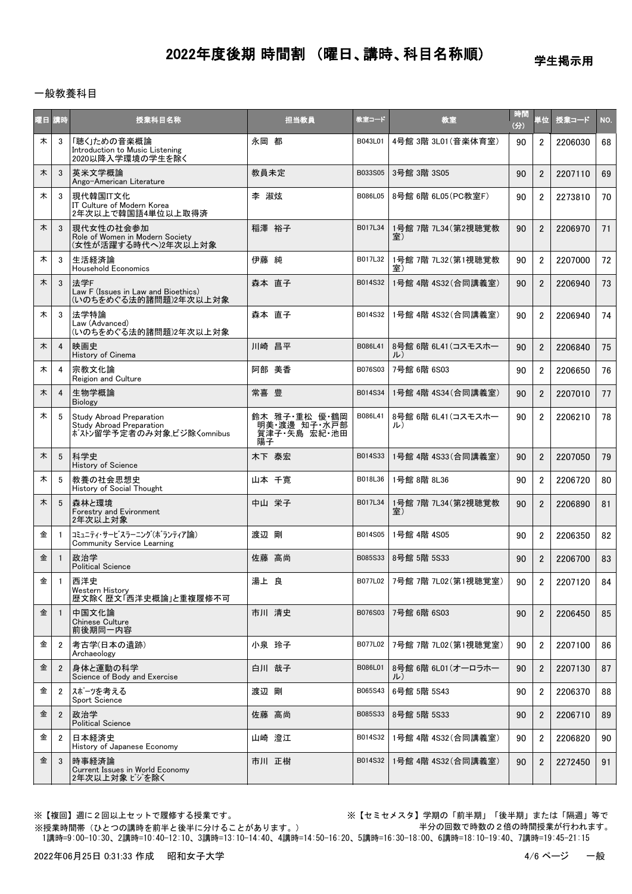# 2022年度後期 時間割 （曜日、講時、科目名称順）

学生掲示用

一般教養科目

| 曜日 | 講時 | 授業科目名称 | 担当教員 | 教室コード | 教室 | 時間(分) | 単位 | 授業コード | NO. |
|---|---|---|---|---|---|---|---|---|---|
| 木 | 3 | 「聴く」ための音楽概論<br>Introduction to Music Listening<br>2020以降入学環境の学生を除く | 永岡 都 | B043L01 | 4号館 3階 3L01(音楽体育室) | 90 | 2 | 2206030 | 68 |
| 木 | 3 | 英米文学概論<br>Ango-American Literature | 教員未定 | B033S05 | 3号館 3階 3S05 | 90 | 2 | 2207110 | 69 |
| 木 | 3 | 現代韓国IT文化<br>IT Culture of Modern Korea<br>2年次以上で韓国語4単位以上取得済 | 李 淑炫 | B086L05 | 8号館 6階 6L05(PC教室F) | 90 | 2 | 2273810 | 70 |
| 木 | 3 | 現代女性の社会参加<br>Role of Women in Modern Society<br>(女性が活躍する時代へ)2年次以上対象 | 稲澤 裕子 | B017L34 | 1号館 7階 7L34(第2視聴覚教室) | 90 | 2 | 2206970 | 71 |
| 木 | 3 | 生活経済論<br>Household Economics | 伊藤 純 | B017L32 | 1号館 7階 7L32(第1視聴覚教室) | 90 | 2 | 2207000 | 72 |
| 木 | 3 | 法学F<br>Law F (Issues in Law and Bioethics)<br>(いのちをめぐる法的諸問題)2年次以上対象 | 森本 直子 | B014S32 | 1号館 4階 4S32(合同講義室) | 90 | 2 | 2206940 | 73 |
| 木 | 3 | 法学特論<br>Law (Advanced)<br>(いのちをめぐる法的諸問題)2年次以上対象 | 森本 直子 | B014S32 | 1号館 4階 4S32(合同講義室) | 90 | 2 | 2206940 | 74 |
| 木 | 4 | 映画史<br>History of Cinema | 川崎 昌平 | B086L41 | 8号館 6階 6L41(コスモスホール) | 90 | 2 | 2206840 | 75 |
| 木 | 4 | 宗教文化論<br>Reigion and Culture | 阿部 美香 | B076S03 | 7号館 6階 6S03 | 90 | 2 | 2206650 | 76 |
| 木 | 4 | 生物学概論<br>Biology | 常喜 豊 | B014S34 | 1号館 4階 4S34(合同講義室) | 90 | 2 | 2207010 | 77 |
| 木 | 5 | Study Abroad Preparation<br>Study Abroad Preparation<br>ﾎﾞｽﾄﾝ留学予定者のみ対象,ビジ除くomnibus | 鈴木 雅子・重松 優・鶴岡 明美・渡邊 知子・水戸部 賀津子・矢島 宏紀・池田 陽子 | B086L41 | 8号館 6階 6L41(コスモスホール) | 90 | 2 | 2206210 | 78 |
| 木 | 5 | 科学史<br>History of Science | 木下 泰宏 | B014S33 | 1号館 4階 4S33(合同講義室) | 90 | 2 | 2207050 | 79 |
| 木 | 5 | 教養の社会思想史<br>History of Social Thought | 山本 千寛 | B018L36 | 1号館 8階 8L36 | 90 | 2 | 2206720 | 80 |
| 木 | 5 | 森林と環境<br>Forestry and Evironment<br>2年次以上対象 | 中山 栄子 | B017L34 | 1号館 7階 7L34(第2視聴覚教室) | 90 | 2 | 2206890 | 81 |
| 金 | 1 | ｺﾐｭﾆﾃｨ・ｻｰﾋﾞｽﾗｰﾆﾝｸﾞ(ﾎﾞﾗﾝﾃｨｱ論)<br>Community Service Learning | 渡辺 剛 | B014S05 | 1号館 4階 4S05 | 90 | 2 | 2206350 | 82 |
| 金 | 1 | 政治学<br>Political Science | 佐藤 高尚 | B085S33 | 8号館 5階 5S33 | 90 | 2 | 2206700 | 83 |
| 金 | 1 | 西洋史<br>Western History<br>歴文除く 歴文「西洋史概論」と重複履修不可 | 湯上 良 | B077L02 | 7号館 7階 7L02(第1視聴覚室) | 90 | 2 | 2207120 | 84 |
| 金 | 1 | 中国文化論<br>Chinese Culture<br>前後期同一内容 | 市川 清史 | B076S03 | 7号館 6階 6S03 | 90 | 2 | 2206450 | 85 |
| 金 | 2 | 考古学(日本の遺跡)<br>Archaeology | 小泉 玲子 | B077L02 | 7号館 7階 7L02(第1視聴覚室) | 90 | 2 | 2207100 | 86 |
| 金 | 2 | 身体と運動の科学<br>Science of Body and Exercise | 白川 哉子 | B086L01 | 8号館 6階 6L01(オーロラホール) | 90 | 2 | 2207130 | 87 |
| 金 | 2 | ｽﾎﾟｰﾂを考える<br>Sport Science | 渡辺 剛 | B065S43 | 6号館 5階 5S43 | 90 | 2 | 2206370 | 88 |
| 金 | 2 | 政治学<br>Political Science | 佐藤 高尚 | B085S33 | 8号館 5階 5S33 | 90 | 2 | 2206710 | 89 |
| 金 | 2 | 日本経済史<br>History of Japanese Economy | 山崎 澄江 | B014S32 | 1号館 4階 4S32(合同講義室) | 90 | 2 | 2206820 | 90 |
| 金 | 3 | 時事経済論<br>Current Issues in World Economy<br>2年次以上対象 ﾋﾞｼﾞを除く | 市川 正樹 | B014S32 | 1号館 4階 4S32(合同講義室) | 90 | 2 | 2272450 | 91 |

※【複回】週に２回以上セットで履修する授業です。

※授業時間帯（ひとつの講時を前半と後半に分けることがあります。）

1講時=9:00-10:30、2講時=10:40-12:10、3講時=13:10-14:40、4講時=14:50-16:20、5講時=16:30-18:00、6講時=18:10-19:40、7講時=19:45-21:15

※【セミセメスタ】学期の「前半期」「後半期」または「隔週」等で半分の回数で時数の２倍の時間授業が行われます。

2022年06月25日 0:31:33 作成　昭和女子大学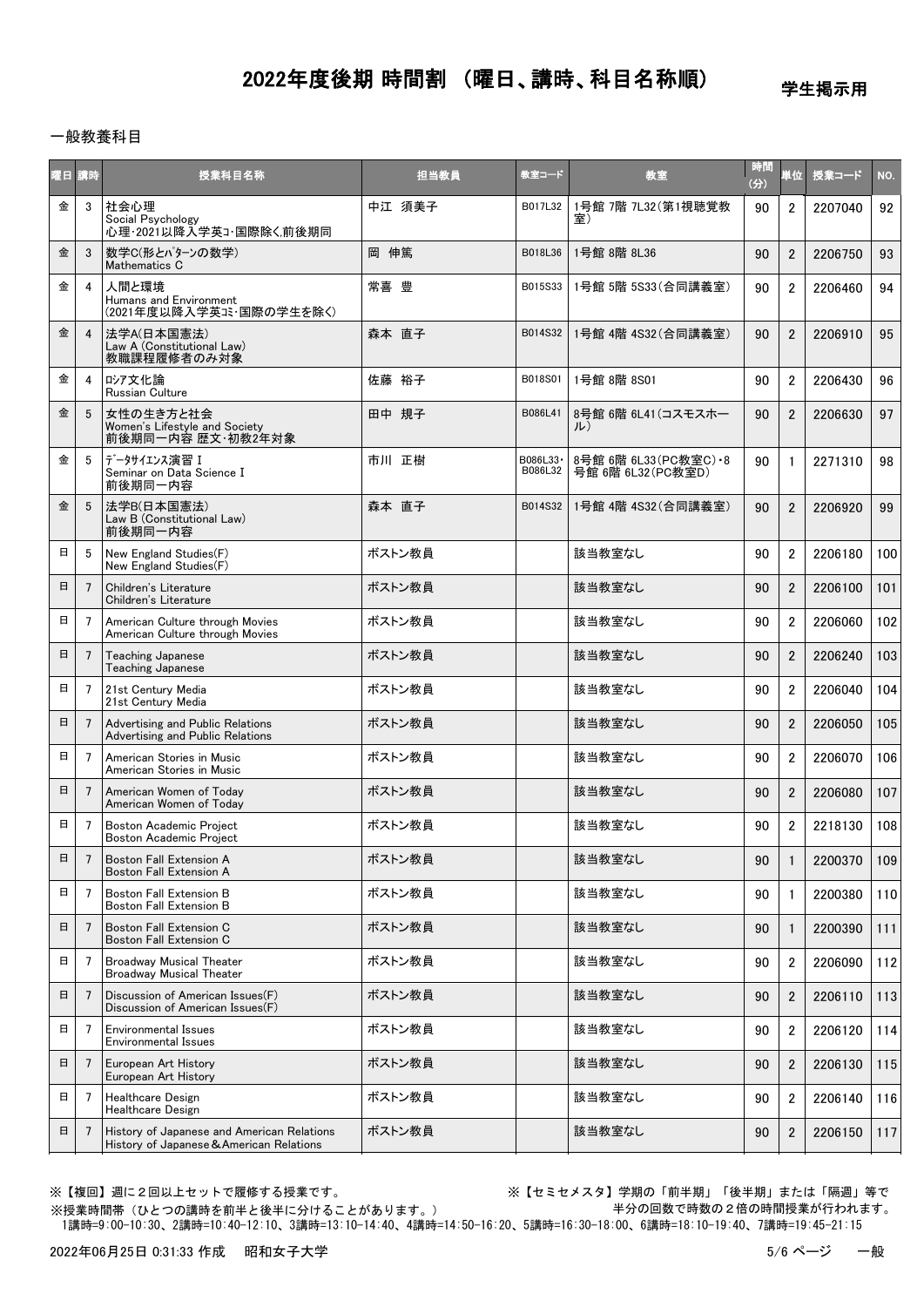# 2022年度後期 時間割 （曜日、講時、科目名称順）

学生掲示用

一般教養科目

| 曜日 | 講時 | 授業科目名称 | 担当教員 | 教室コード | 教室 | 時間(分) | 単位 | 授業コード | NO. |
|---|---|---|---|---|---|---|---|---|---|
| 金 | 3 | 社会心理<br>Social Psychology<br>心理･2021以降入学英ｺ･国際除く,前後期同 | 中江 須美子 | B017L32 | 1号館 7階 7L32(第1視聴覚教室) | 90 | 2 | 2207040 | 92 |
| 金 | 3 | 数学C(形とﾊﾟﾀｰﾝの数学)<br>Mathematics C | 岡 伸篤 | B018L36 | 1号館 8階 8L36 | 90 | 2 | 2206750 | 93 |
| 金 | 4 | 人間と環境<br>Humans and Environment<br>(2021年度以降入学英ｺﾐ･国際の学生を除く) | 常喜 豊 | B015S33 | 1号館 5階 5S33(合同講義室) | 90 | 2 | 2206460 | 94 |
| 金 | 4 | 法学A(日本国憲法)<br>Law A (Constitutional Law)<br>教職課程履修者のみ対象 | 森本 直子 | B014S32 | 1号館 4階 4S32(合同講義室) | 90 | 2 | 2206910 | 95 |
| 金 | 4 | ﾛｼｱ文化論<br>Russian Culture | 佐藤 裕子 | B018S01 | 1号館 8階 8S01 | 90 | 2 | 2206430 | 96 |
| 金 | 5 | 女性の生き方と社会<br>Women's Lifestyle and Society<br>前後期同一内容 歴文･初教2年対象 | 田中 規子 | B086L41 | 8号館 6階 6L41(コスモスホール) | 90 | 2 | 2206630 | 97 |
| 金 | 5 | ﾃﾞｰﾀｻｲｴﾝｽ演習Ⅰ<br>Seminar on Data Science Ⅰ<br>前後期同一内容 | 市川 正樹 | B086L33･B086L32 | 8号館 6階 6L33(PC教室C)･8号館 6階 6L32(PC教室D) | 90 | 1 | 2271310 | 98 |
| 金 | 5 | 法学B(日本国憲法)<br>Law B (Constitutional Law)<br>前後期同一内容 | 森本 直子 | B014S32 | 1号館 4階 4S32(合同講義室) | 90 | 2 | 2206920 | 99 |
| 日 | 5 | New England Studies(F)<br>New England Studies(F) | ボストン教員 | | 該当教室なし | 90 | 2 | 2206180 | 100 |
| 日 | 7 | Children's Literature<br>Children's Literature | ボストン教員 | | 該当教室なし | 90 | 2 | 2206100 | 101 |
| 日 | 7 | American Culture through Movies<br>American Culture through Movies | ボストン教員 | | 該当教室なし | 90 | 2 | 2206060 | 102 |
| 日 | 7 | Teaching Japanese<br>Teaching Japanese | ボストン教員 | | 該当教室なし | 90 | 2 | 2206240 | 103 |
| 日 | 7 | 21st Century Media<br>21st Century Media | ボストン教員 | | 該当教室なし | 90 | 2 | 2206040 | 104 |
| 日 | 7 | Advertising and Public Relations<br>Advertising and Public Relations | ボストン教員 | | 該当教室なし | 90 | 2 | 2206050 | 105 |
| 日 | 7 | American Stories in Music<br>American Stories in Music | ボストン教員 | | 該当教室なし | 90 | 2 | 2206070 | 106 |
| 日 | 7 | American Women of Today<br>American Women of Today | ボストン教員 | | 該当教室なし | 90 | 2 | 2206080 | 107 |
| 日 | 7 | Boston Academic Project<br>Boston Academic Project | ボストン教員 | | 該当教室なし | 90 | 2 | 2218130 | 108 |
| 日 | 7 | Boston Fall Extension A<br>Boston Fall Extension A | ボストン教員 | | 該当教室なし | 90 | 1 | 2200370 | 109 |
| 日 | 7 | Boston Fall Extension B<br>Boston Fall Extension B | ボストン教員 | | 該当教室なし | 90 | 1 | 2200380 | 110 |
| 日 | 7 | Boston Fall Extension C<br>Boston Fall Extension C | ボストン教員 | | 該当教室なし | 90 | 1 | 2200390 | 111 |
| 日 | 7 | Broadway Musical Theater<br>Broadway Musical Theater | ボストン教員 | | 該当教室なし | 90 | 2 | 2206090 | 112 |
| 日 | 7 | Discussion of American Issues(F)<br>Discussion of American Issues(F) | ボストン教員 | | 該当教室なし | 90 | 2 | 2206110 | 113 |
| 日 | 7 | Environmental Issues<br>Environmental Issues | ボストン教員 | | 該当教室なし | 90 | 2 | 2206120 | 114 |
| 日 | 7 | European Art History<br>European Art History | ボストン教員 | | 該当教室なし | 90 | 2 | 2206130 | 115 |
| 日 | 7 | Healthcare Design<br>Healthcare Design | ボストン教員 | | 該当教室なし | 90 | 2 | 2206140 | 116 |
| 日 | 7 | History of Japanese and American Relations<br>History of Japanese＆American Relations | ボストン教員 | | 該当教室なし | 90 | 2 | 2206150 | 117 |

※【複回】週に２回以上セットで履修する授業です。
※【セミセメスタ】学期の「前半期」「後半期」または「隔週」等で半分の回数で時数の２倍の時間授業が行われます。
※授業時間帯（ひとつの講時を前半と後半に分けることがあります。）
1講時=9:00-10:30、2講時=10:40-12:10、3講時=13:10-14:40、4講時=14:50-16:20、5講時=16:30-18:00、6講時=18:10-19:40、7講時=19:45-21:15

2022年06月25日 0:31:33 作成　昭和女子大学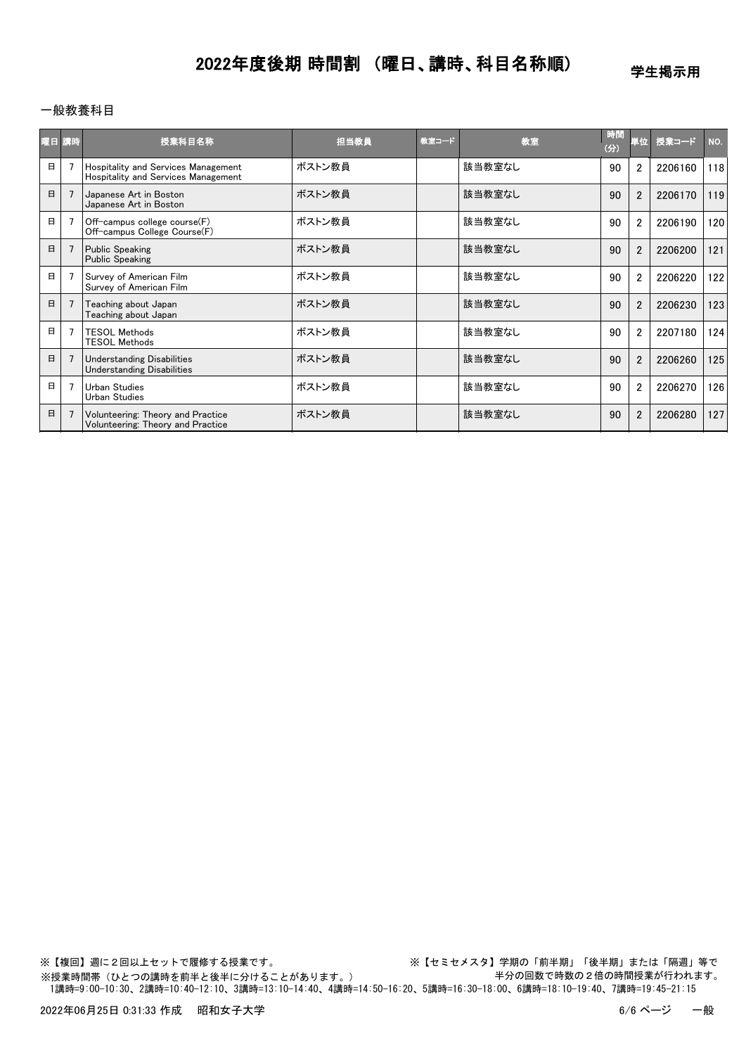# 2022年度後期 時間割 （曜日、講時、科目名称順）

学生掲示用

一般教養科目

| 曜日 | 講時 | 授業科目名称 | 担当教員 | 教室コード | 教室 | 時間(分) | 単位 | 授業コード | NO. |
|---|---|---|---|---|---|---|---|---|---|
| 日 | 7 | Hospitality and Services Management<br>Hospitality and Services Management | ボストン教員 | | 該当教室なし | 90 | 2 | 2206160 | 118 |
| 日 | 7 | Japanese Art in Boston<br>Japanese Art in Boston | ボストン教員 | | 該当教室なし | 90 | 2 | 2206170 | 119 |
| 日 | 7 | Off-campus college course(F)<br>Off-campus College Course(F) | ボストン教員 | | 該当教室なし | 90 | 2 | 2206190 | 120 |
| 日 | 7 | Public Speaking<br>Public Speaking | ボストン教員 | | 該当教室なし | 90 | 2 | 2206200 | 121 |
| 日 | 7 | Survey of American Film<br>Survey of American Film | ボストン教員 | | 該当教室なし | 90 | 2 | 2206220 | 122 |
| 日 | 7 | Teaching about Japan<br>Teaching about Japan | ボストン教員 | | 該当教室なし | 90 | 2 | 2206230 | 123 |
| 日 | 7 | TESOL Methods<br>TESOL Methods | ボストン教員 | | 該当教室なし | 90 | 2 | 2207180 | 124 |
| 日 | 7 | Understanding Disabilities<br>Understanding Disabilities | ボストン教員 | | 該当教室なし | 90 | 2 | 2206260 | 125 |
| 日 | 7 | Urban Studies<br>Urban Studies | ボストン教員 | | 該当教室なし | 90 | 2 | 2206270 | 126 |
| 日 | 7 | Volunteering: Theory and Practice<br>Volunteering: Theory and Practice | ボストン教員 | | 該当教室なし | 90 | 2 | 2206280 | 127 |

※【複回】週に２回以上セットで履修する授業です。

※【セミセメスタ】学期の「前半期」「後半期」または「隔週」等で半分の回数で時数の２倍の時間授業が行われます。

※授業時間帯（ひとつの講時を前半と後半に分けることがあります。）

1講時=9:00-10:30、2講時=10:40-12:10、3講時=13:10-14:40、4講時=14:50-16:20、5講時=16:30-18:00、6講時=18:10-19:40、7講時=19:45-21:15

2022年06月25日 0:31:33 作成　昭和女子大学